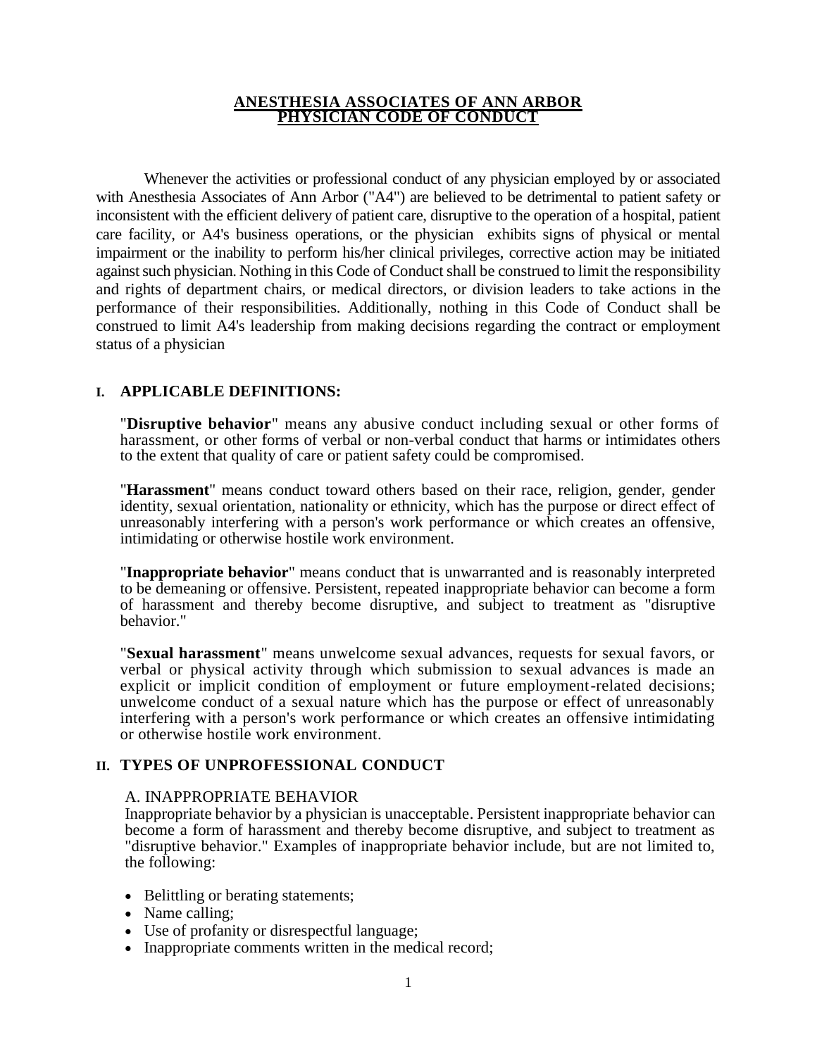# ANESTHESIA ASSOCIATES OF ANN ARBOR
# PHYSICIAN CODE OF CONDUCT

Whenever the activities or professional conduct of any physician employed by or associated with Anesthesia Associates of Ann Arbor ("A4") are believed to be detrimental to patient safety or inconsistent with the efficient delivery of patient care, disruptive to the operation of a hospital, patient care facility, or A4's business operations, or the physician exhibits signs of physical or mental impairment or the inability to perform his/her clinical privileges, corrective action may be initiated against such physician. Nothing in this Code of Conduct shall be construed to limit the responsibility and rights of department chairs, or medical directors, or division leaders to take actions in the performance of their responsibilities. Additionally, nothing in this Code of Conduct shall be construed to limit A4's leadership from making decisions regarding the contract or employment status of a physician

## I. APPLICABLE DEFINITIONS:

"**Disruptive behavior**" means any abusive conduct including sexual or other forms of harassment, or other forms of verbal or non-verbal conduct that harms or intimidates others to the extent that quality of care or patient safety could be compromised.

"**Harassment**" means conduct toward others based on their race, religion, gender, gender identity, sexual orientation, nationality or ethnicity, which has the purpose or direct effect of unreasonably interfering with a person's work performance or which creates an offensive, intimidating or otherwise hostile work environment.

"**Inappropriate behavior**" means conduct that is unwarranted and is reasonably interpreted to be demeaning or offensive. Persistent, repeated inappropriate behavior can become a form of harassment and thereby become disruptive, and subject to treatment as "disruptive behavior."

"**Sexual harassment**" means unwelcome sexual advances, requests for sexual favors, or verbal or physical activity through which submission to sexual advances is made an explicit or implicit condition of employment or future employment-related decisions; unwelcome conduct of a sexual nature which has the purpose or effect of unreasonably interfering with a person's work performance or which creates an offensive intimidating or otherwise hostile work environment.

## II. TYPES OF UNPROFESSIONAL CONDUCT

A. INAPPROPRIATE BEHAVIOR

Inappropriate behavior by a physician is unacceptable. Persistent inappropriate behavior can become a form of harassment and thereby become disruptive, and subject to treatment as "disruptive behavior." Examples of inappropriate behavior include, but are not limited to, the following:

- Belittling or berating statements;
- Name calling;
- Use of profanity or disrespectful language;
- Inappropriate comments written in the medical record;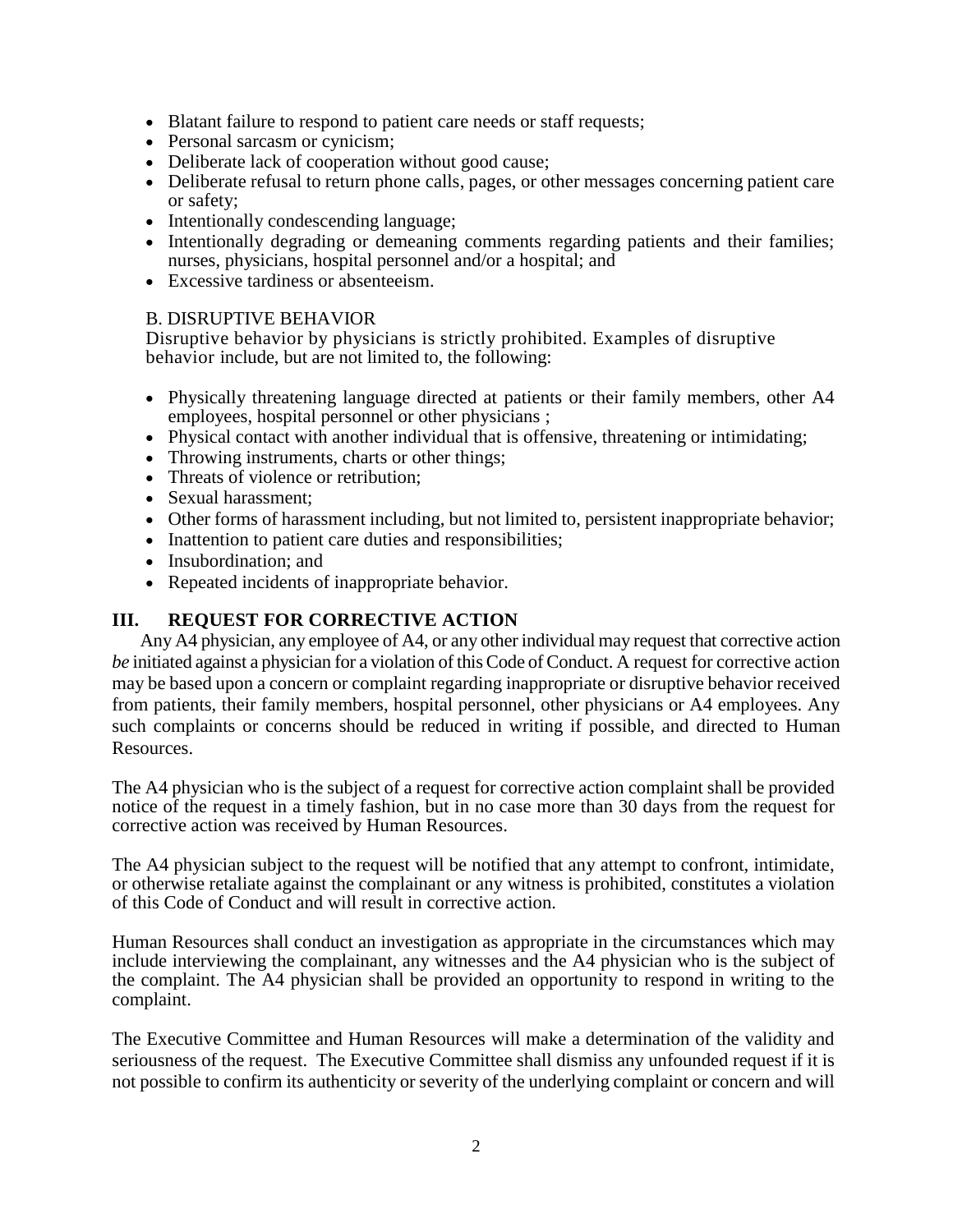- Blatant failure to respond to patient care needs or staff requests;
- Personal sarcasm or cynicism;
- Deliberate lack of cooperation without good cause;
- Deliberate refusal to return phone calls, pages, or other messages concerning patient care or safety;
- Intentionally condescending language;
- Intentionally degrading or demeaning comments regarding patients and their families; nurses, physicians, hospital personnel and/or a hospital; and
- Excessive tardiness or absenteeism.

B. DISRUPTIVE BEHAVIOR

Disruptive behavior by physicians is strictly prohibited. Examples of disruptive behavior include, but are not limited to, the following:

- Physically threatening language directed at patients or their family members, other A4 employees, hospital personnel or other physicians ;
- Physical contact with another individual that is offensive, threatening or intimidating;
- Throwing instruments, charts or other things;
- Threats of violence or retribution;
- Sexual harassment;
- Other forms of harassment including, but not limited to, persistent inappropriate behavior;
- Inattention to patient care duties and responsibilities;
- Insubordination; and
- Repeated incidents of inappropriate behavior.

## III. REQUEST FOR CORRECTIVE ACTION

Any A4 physician, any employee of A4, or any other individual may request that corrective action *be* initiated against a physician for a violation of this Code of Conduct. A request for corrective action may be based upon a concern or complaint regarding inappropriate or disruptive behavior received from patients, their family members, hospital personnel, other physicians or A4 employees. Any such complaints or concerns should be reduced in writing if possible, and directed to Human Resources.

The A4 physician who is the subject of a request for corrective action complaint shall be provided notice of the request in a timely fashion, but in no case more than 30 days from the request for corrective action was received by Human Resources.

The A4 physician subject to the request will be notified that any attempt to confront, intimidate, or otherwise retaliate against the complainant or any witness is prohibited, constitutes a violation of this Code of Conduct and will result in corrective action.

Human Resources shall conduct an investigation as appropriate in the circumstances which may include interviewing the complainant, any witnesses and the A4 physician who is the subject of the complaint. The A4 physician shall be provided an opportunity to respond in writing to the complaint.

The Executive Committee and Human Resources will make a determination of the validity and seriousness of the request. The Executive Committee shall dismiss any unfounded request if it is not possible to confirm its authenticity or severity of the underlying complaint or concern and will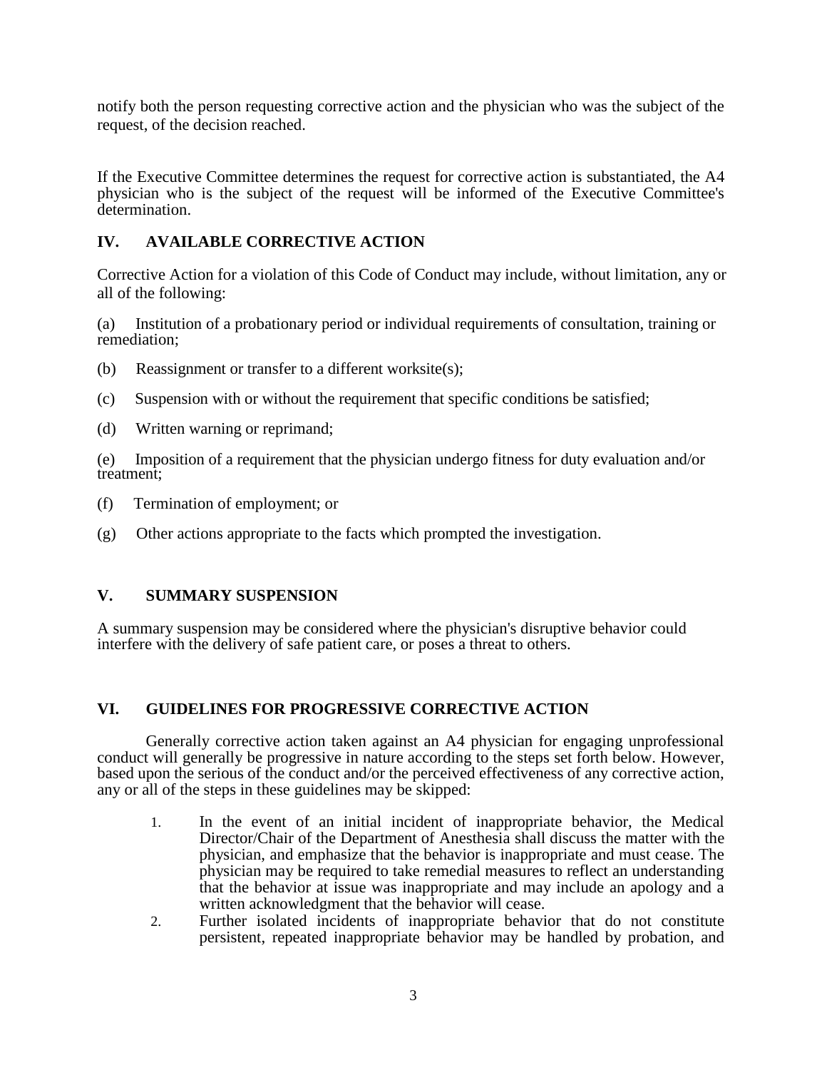notify both the person requesting corrective action and the physician who was the subject of the request, of the decision reached.

If the Executive Committee determines the request for corrective action is substantiated, the A4 physician who is the subject of the request will be informed of the Executive Committee's determination.

## IV. AVAILABLE CORRECTIVE ACTION

Corrective Action for a violation of this Code of Conduct may include, without limitation, any or all of the following:

(a) Institution of a probationary period or individual requirements of consultation, training or remediation;

(b) Reassignment or transfer to a different worksite(s);

(c) Suspension with or without the requirement that specific conditions be satisfied;

(d) Written warning or reprimand;

(e) Imposition of a requirement that the physician undergo fitness for duty evaluation and/or treatment;

(f) Termination of employment; or

(g) Other actions appropriate to the facts which prompted the investigation.

## V. SUMMARY SUSPENSION

A summary suspension may be considered where the physician's disruptive behavior could interfere with the delivery of safe patient care, or poses a threat to others.

## VI. GUIDELINES FOR PROGRESSIVE CORRECTIVE ACTION

Generally corrective action taken against an A4 physician for engaging unprofessional conduct will generally be progressive in nature according to the steps set forth below. However, based upon the serious of the conduct and/or the perceived effectiveness of any corrective action, any or all of the steps in these guidelines may be skipped:

1. In the event of an initial incident of inappropriate behavior, the Medical Director/Chair of the Department of Anesthesia shall discuss the matter with the physician, and emphasize that the behavior is inappropriate and must cease. The physician may be required to take remedial measures to reflect an understanding that the behavior at issue was inappropriate and may include an apology and a written acknowledgment that the behavior will cease.
2. Further isolated incidents of inappropriate behavior that do not constitute persistent, repeated inappropriate behavior may be handled by probation, and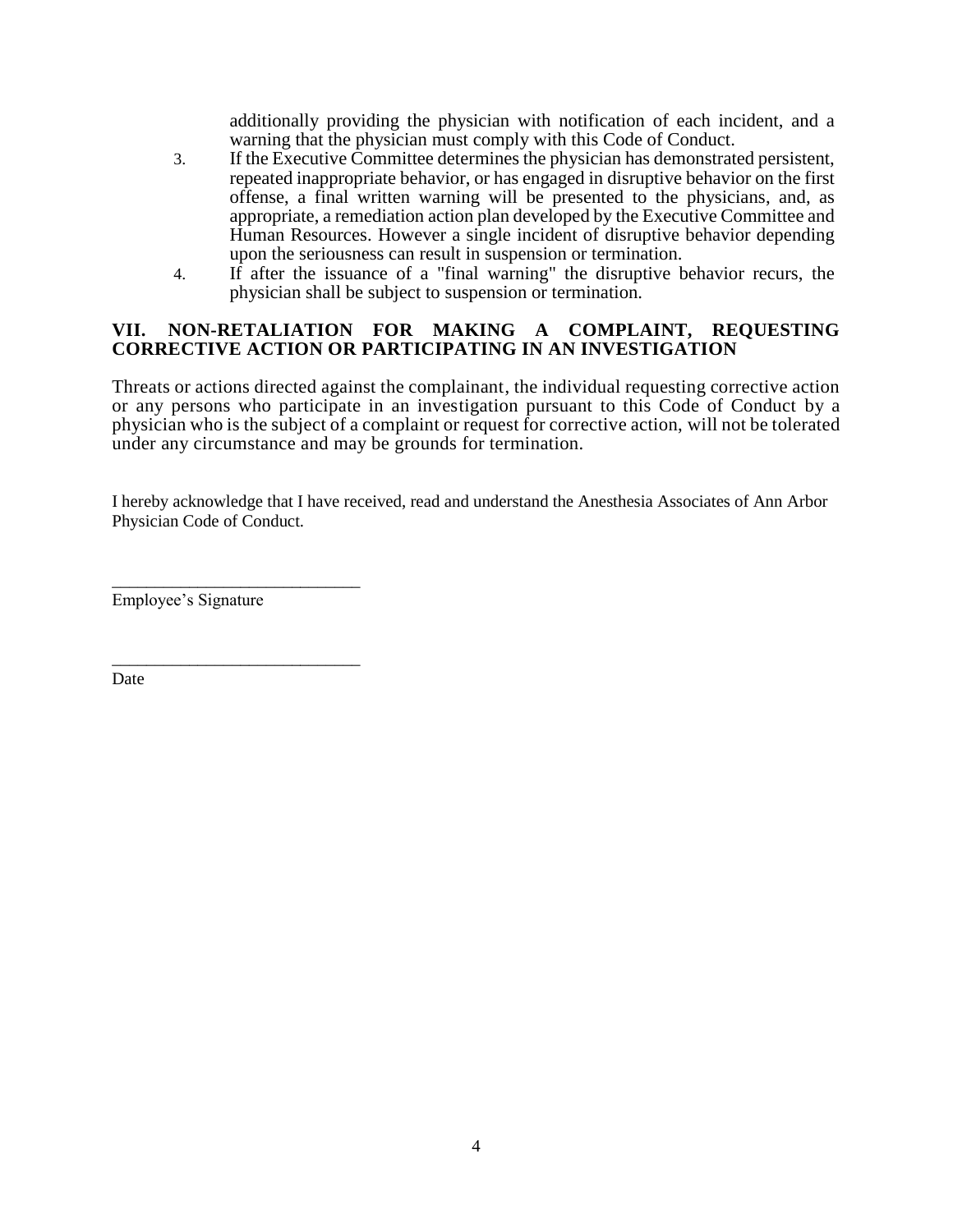additionally providing the physician with notification of each incident, and a warning that the physician must comply with this Code of Conduct.

3. If the Executive Committee determines the physician has demonstrated persistent, repeated inappropriate behavior, or has engaged in disruptive behavior on the first offense, a final written warning will be presented to the physicians, and, as appropriate, a remediation action plan developed by the Executive Committee and Human Resources. However a single incident of disruptive behavior depending upon the seriousness can result in suspension or termination.
4. If after the issuance of a "final warning" the disruptive behavior recurs, the physician shall be subject to suspension or termination.

## VII. NON-RETALIATION FOR MAKING A COMPLAINT, REQUESTING CORRECTIVE ACTION OR PARTICIPATING IN AN INVESTIGATION

Threats or actions directed against the complainant, the individual requesting corrective action or any persons who participate in an investigation pursuant to this Code of Conduct by a physician who is the subject of a complaint or request for corrective action, will not be tolerated under any circumstance and may be grounds for termination.

I hereby acknowledge that I have received, read and understand the Anesthesia Associates of Ann Arbor Physician Code of Conduct.

____________________________

Employee's Signature

____________________________

Date